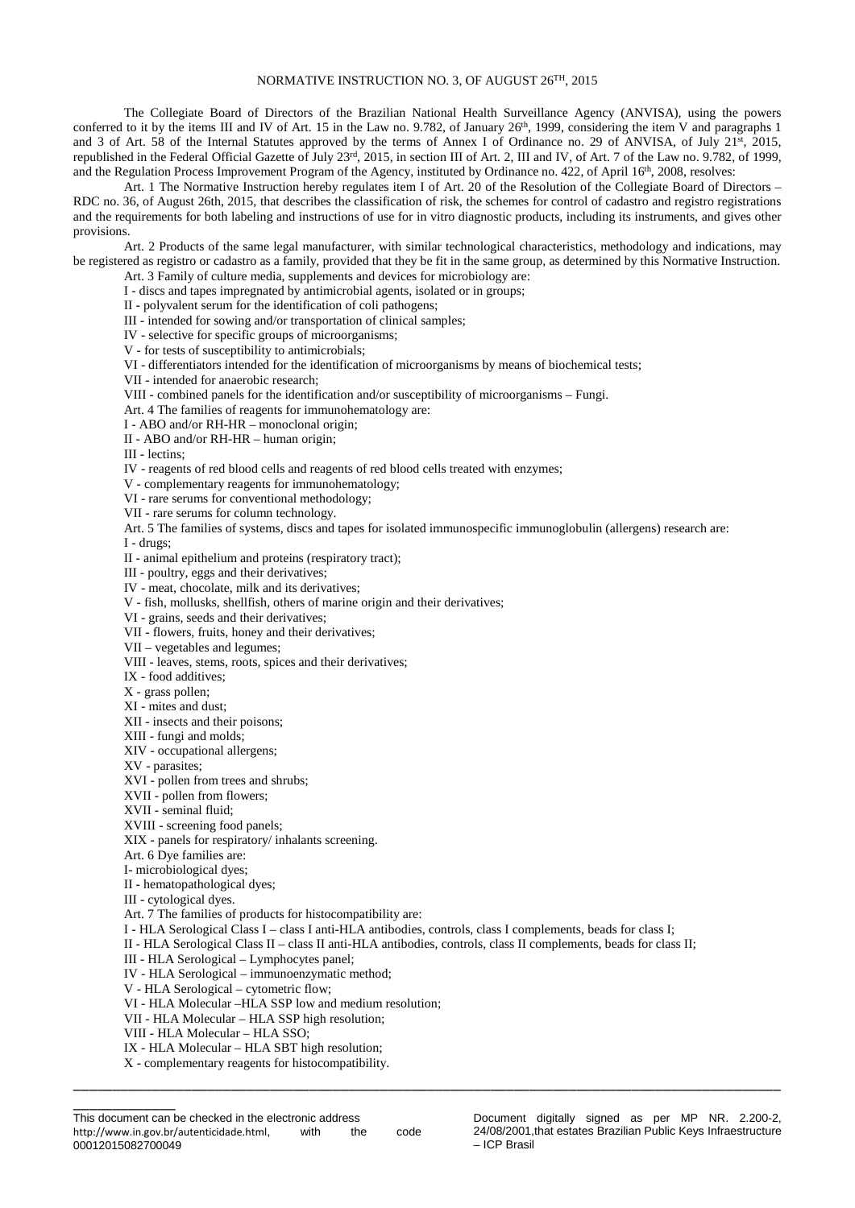# NORMATIVE INSTRUCTION NO. 3, OF AUGUST 26TH, 2015

The Collegiate Board of Directors of the Brazilian National Health Surveillance Agency (ANVISA), using the powers conferred to it by the items III and IV of Art. 15 in the Law no. 9.782, of January 26th, 1999, considering the item V and paragraphs 1 and 3 of Art. 58 of the Internal Statutes approved by the terms of Annex I of Ordinance no. 29 of ANVISA, of July 21st, 2015, republished in the Federal Official Gazette of July 23rd, 2015, in section III of Art. 2, III and IV, of Art. 7 of the Law no. 9.782, of 1999, and the Regulation Process Improvement Program of the Agency, instituted by Ordinance no. 422, of April 16th, 2008, resolves:

Art. 1 The Normative Instruction hereby regulates item I of Art. 20 of the Resolution of the Collegiate Board of Directors – RDC no. 36, of August 26th, 2015, that describes the classification of risk, the schemes for control of cadastro and registro registrations and the requirements for both labeling and instructions of use for in vitro diagnostic products, including its instruments, and gives other provisions.

Art. 2 Products of the same legal manufacturer, with similar technological characteristics, methodology and indications, may be registered as registro or cadastro as a family, provided that they be fit in the same group, as determined by this Normative Instruction.

Art. 3 Family of culture media, supplements and devices for microbiology are:

I - discs and tapes impregnated by antimicrobial agents, isolated or in groups;

II - polyvalent serum for the identification of coli pathogens;

III - intended for sowing and/or transportation of clinical samples;

IV - selective for specific groups of microorganisms;

V - for tests of susceptibility to antimicrobials;

VI - differentiators intended for the identification of microorganisms by means of biochemical tests;

VII - intended for anaerobic research;

VIII - combined panels for the identification and/or susceptibility of microorganisms – Fungi.

Art. 4 The families of reagents for immunohematology are:

I - ABO and/or RH-HR – monoclonal origin;

II - ABO and/or RH-HR – human origin;

III - lectins;

IV - reagents of red blood cells and reagents of red blood cells treated with enzymes;

V - complementary reagents for immunohematology;

VI - rare serums for conventional methodology;

VII - rare serums for column technology.

Art. 5 The families of systems, discs and tapes for isolated immunospecific immunoglobulin (allergens) research are:

I - drugs;

II - animal epithelium and proteins (respiratory tract);

III - poultry, eggs and their derivatives;

IV - meat, chocolate, milk and its derivatives;

V - fish, mollusks, shellfish, others of marine origin and their derivatives;

VI - grains, seeds and their derivatives;

VII - flowers, fruits, honey and their derivatives;

VII – vegetables and legumes;

VIII - leaves, stems, roots, spices and their derivatives;

IX - food additives;

X - grass pollen;

XI - mites and dust;

XII - insects and their poisons;

XIII - fungi and molds;

XIV - occupational allergens;

XV - parasites;

XVI - pollen from trees and shrubs;

XVII - pollen from flowers;

XVII - seminal fluid;

XVIII - screening food panels;

XIX - panels for respiratory/ inhalants screening.

Art. 6 Dye families are:

I- microbiological dyes;

II - hematopathological dyes;

III - cytological dyes.

Art. 7 The families of products for histocompatibility are:

I - HLA Serological Class I – class I anti-HLA antibodies, controls, class I complements, beads for class I;

II - HLA Serological Class II – class II anti-HLA antibodies, controls, class II complements, beads for class II;

III - HLA Serological – Lymphocytes panel;

IV - HLA Serological – immunoenzymatic method;

V - HLA Serological – cytometric flow;

VI - HLA Molecular –HLA SSP low and medium resolution;

VII - HLA Molecular – HLA SSP high resolution;

VIII - HLA Molecular – HLA SSO;

IX - HLA Molecular – HLA SBT high resolution;

X - complementary reagents for histocompatibility.

---

This document can be checked in the electronic address http://www.in.gov.br/autenticidade.html, with the code 00012015082700049

Document digitally signed as per MP NR. 2.200-2, 24/08/2001,that estates Brazilian Public Keys Infraestructure – ICP Brasil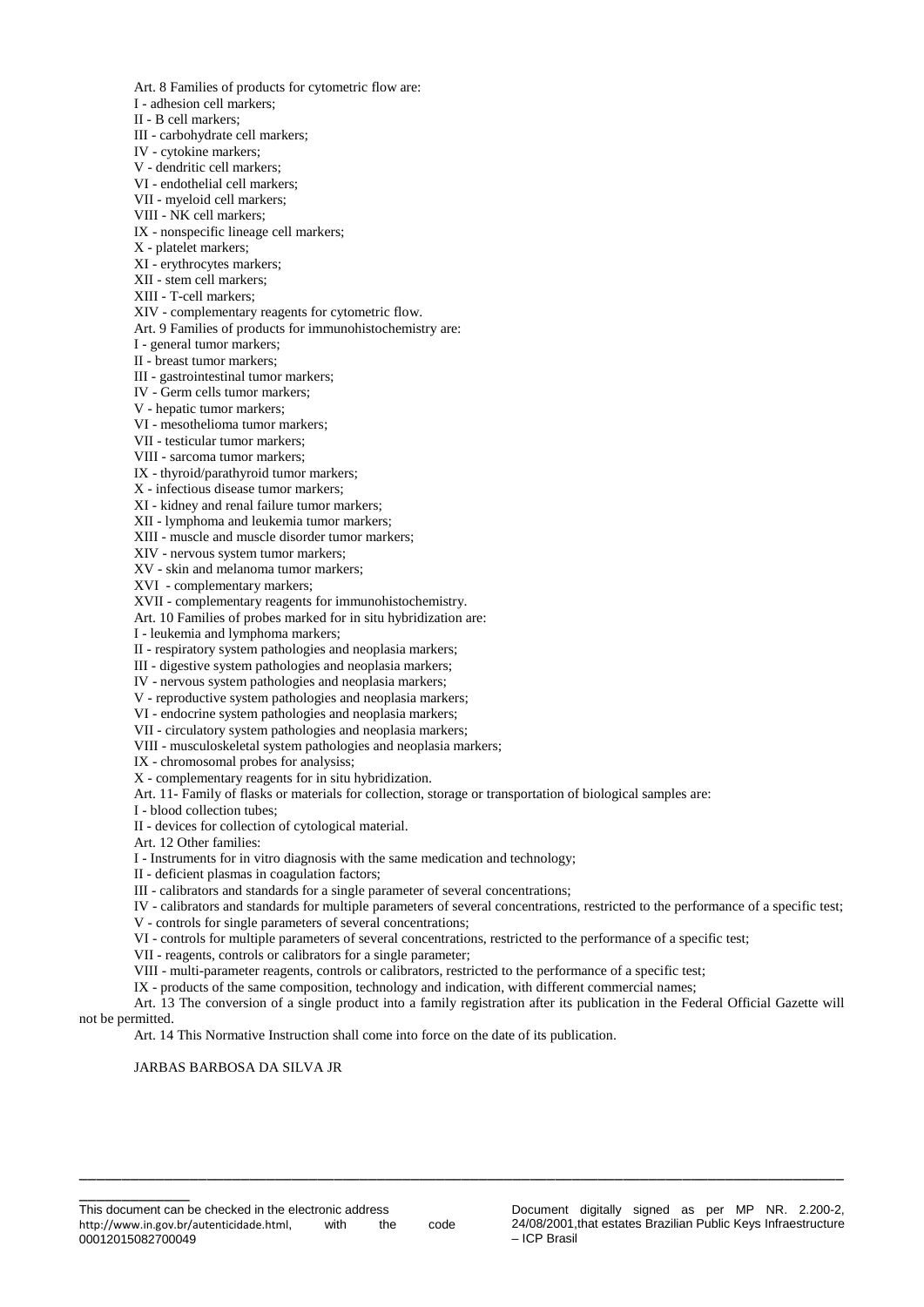Art. 8 Families of products for cytometric flow are:

I - adhesion cell markers;

II - B cell markers;

III - carbohydrate cell markers;

IV - cytokine markers;

V - dendritic cell markers;

VI - endothelial cell markers;

VII - myeloid cell markers;

VIII - NK cell markers;

IX - nonspecific lineage cell markers;

X - platelet markers;

XI - erythrocytes markers;

XII - stem cell markers;

XIII - T-cell markers;

XIV - complementary reagents for cytometric flow.

Art. 9 Families of products for immunohistochemistry are:

I - general tumor markers;

II - breast tumor markers;

III - gastrointestinal tumor markers;

IV - Germ cells tumor markers;

V - hepatic tumor markers;

VI - mesothelioma tumor markers;

VII - testicular tumor markers;

VIII - sarcoma tumor markers;

IX - thyroid/parathyroid tumor markers;

X - infectious disease tumor markers;

XI - kidney and renal failure tumor markers;

XII - lymphoma and leukemia tumor markers;

XIII - muscle and muscle disorder tumor markers;

XIV - nervous system tumor markers;

XV - skin and melanoma tumor markers;

XVI - complementary markers;

XVII - complementary reagents for immunohistochemistry.

Art. 10 Families of probes marked for in situ hybridization are:

I - leukemia and lymphoma markers;

II - respiratory system pathologies and neoplasia markers;

III - digestive system pathologies and neoplasia markers;

IV - nervous system pathologies and neoplasia markers;

V - reproductive system pathologies and neoplasia markers;

VI - endocrine system pathologies and neoplasia markers;

VII - circulatory system pathologies and neoplasia markers;

VIII - musculoskeletal system pathologies and neoplasia markers;

IX - chromosomal probes for analysiss;

X - complementary reagents for in situ hybridization.

Art. 11- Family of flasks or materials for collection, storage or transportation of biological samples are:

I - blood collection tubes;

II - devices for collection of cytological material.

Art. 12 Other families:

I - Instruments for in vitro diagnosis with the same medication and technology;

II - deficient plasmas in coagulation factors;

III - calibrators and standards for a single parameter of several concentrations;

IV - calibrators and standards for multiple parameters of several concentrations, restricted to the performance of a specific test;

V - controls for single parameters of several concentrations;

VI - controls for multiple parameters of several concentrations, restricted to the performance of a specific test;

VII - reagents, controls or calibrators for a single parameter;

VIII - multi-parameter reagents, controls or calibrators, restricted to the performance of a specific test;

IX - products of the same composition, technology and indication, with different commercial names;

Art. 13 The conversion of a single product into a family registration after its publication in the Federal Official Gazette will not be permitted.

Art. 14 This Normative Instruction shall come into force on the date of its publication.

JARBAS BARBOSA DA SILVA JR

This document can be checked in the electronic address http://www.in.gov.br/autenticidade.html, with the code 00012015082700049

Document digitally signed as per MP NR. 2.200-2, 24/08/2001,that estates Brazilian Public Keys Infraestructure – ICP Brasil